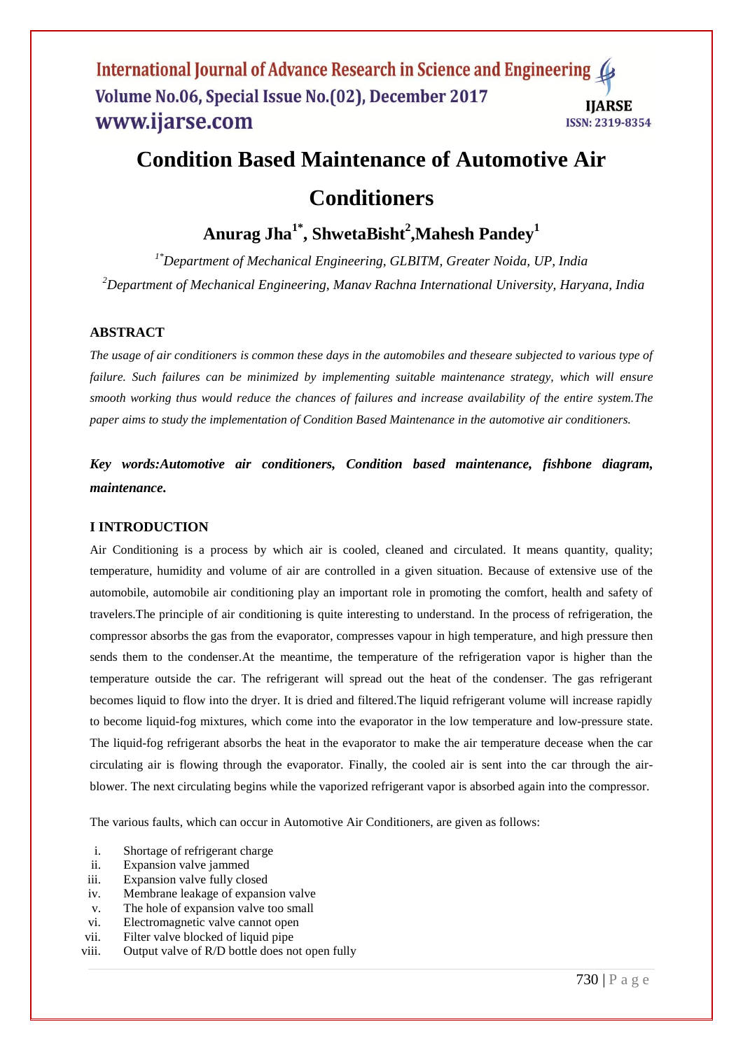# Condition Based Maintenance of Automotive Air Conditioners

**Anurag Jha[1*], ShwetaBisht[2],Mahesh Pandey[1]**

*[1*]Department of Mechanical Engineering, GLBITM, Greater Noida, UP, India*

*[2]Department of Mechanical Engineering, Manav Rachna International University, Haryana, India*

## ABSTRACT

*The usage of air conditioners is common these days in the automobiles and theseare subjected to various type of failure. Such failures can be minimized by implementing suitable maintenance strategy, which will ensure smooth working thus would reduce the chances of failures and increase availability of the entire system.The paper aims to study the implementation of Condition Based Maintenance in the automotive air conditioners.*

***Key words:Automotive air conditioners, Condition based maintenance, fishbone diagram, maintenance.***

## I INTRODUCTION

Air Conditioning is a process by which air is cooled, cleaned and circulated. It means quantity, quality; temperature, humidity and volume of air are controlled in a given situation. Because of extensive use of the automobile, automobile air conditioning play an important role in promoting the comfort, health and safety of travelers.The principle of air conditioning is quite interesting to understand. In the process of refrigeration, the compressor absorbs the gas from the evaporator, compresses vapour in high temperature, and high pressure then sends them to the condenser.At the meantime, the temperature of the refrigeration vapor is higher than the temperature outside the car. The refrigerant will spread out the heat of the condenser. The gas refrigerant becomes liquid to flow into the dryer. It is dried and filtered.The liquid refrigerant volume will increase rapidly to become liquid-fog mixtures, which come into the evaporator in the low temperature and low-pressure state. The liquid-fog refrigerant absorbs the heat in the evaporator to make the air temperature decease when the car circulating air is flowing through the evaporator. Finally, the cooled air is sent into the car through the air-blower. The next circulating begins while the vaporized refrigerant vapor is absorbed again into the compressor.

The various faults, which can occur in Automotive Air Conditioners, are given as follows:

i. Shortage of refrigerant charge
ii. Expansion valve jammed
iii. Expansion valve fully closed
iv. Membrane leakage of expansion valve
v. The hole of expansion valve too small
vi. Electromagnetic valve cannot open
vii. Filter valve blocked of liquid pipe
viii. Output valve of R/D bottle does not open fully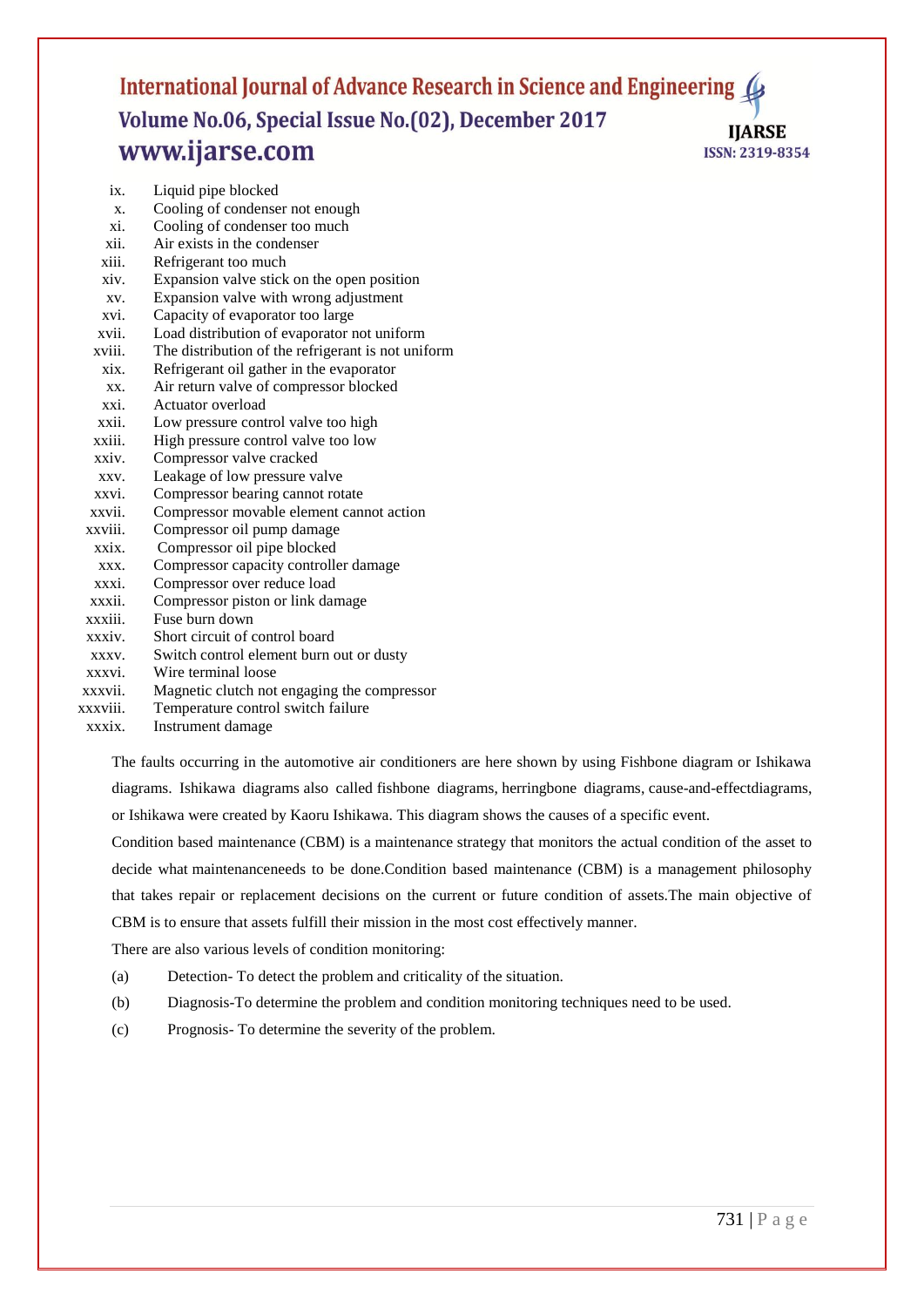ix. Liquid pipe blocked
x. Cooling of condenser not enough
xi. Cooling of condenser too much
xii. Air exists in the condenser
xiii. Refrigerant too much
xiv. Expansion valve stick on the open position
xv. Expansion valve with wrong adjustment
xvi. Capacity of evaporator too large
xvii. Load distribution of evaporator not uniform
xviii. The distribution of the refrigerant is not uniform
xix. Refrigerant oil gather in the evaporator
xx. Air return valve of compressor blocked
xxi. Actuator overload
xxii. Low pressure control valve too high
xxiii. High pressure control valve too low
xxiv. Compressor valve cracked
xxv. Leakage of low pressure valve
xxvi. Compressor bearing cannot rotate
xxvii. Compressor movable element cannot action
xxviii. Compressor oil pump damage
xxix. Compressor oil pipe blocked
xxx. Compressor capacity controller damage
xxxi. Compressor over reduce load
xxxii. Compressor piston or link damage
xxxiii. Fuse burn down
xxxiv. Short circuit of control board
xxxv. Switch control element burn out or dusty
xxxvi. Wire terminal loose
xxxvii. Magnetic clutch not engaging the compressor
xxxviii. Temperature control switch failure
xxxix. Instrument damage

The faults occurring in the automotive air conditioners are here shown by using Fishbone diagram or Ishikawa diagrams. Ishikawa diagrams also called fishbone diagrams, herringbone diagrams, cause-and-effectdiagrams, or Ishikawa were created by Kaoru Ishikawa. This diagram shows the causes of a specific event.

Condition based maintenance (CBM) is a maintenance strategy that monitors the actual condition of the asset to decide what maintenanceneeds to be done.Condition based maintenance (CBM) is a management philosophy that takes repair or replacement decisions on the current or future condition of assets.The main objective of CBM is to ensure that assets fulfill their mission in the most cost effectively manner.

There are also various levels of condition monitoring:

(a) Detection- To detect the problem and criticality of the situation.

(b) Diagnosis-To determine the problem and condition monitoring techniques need to be used.

(c) Prognosis- To determine the severity of the problem.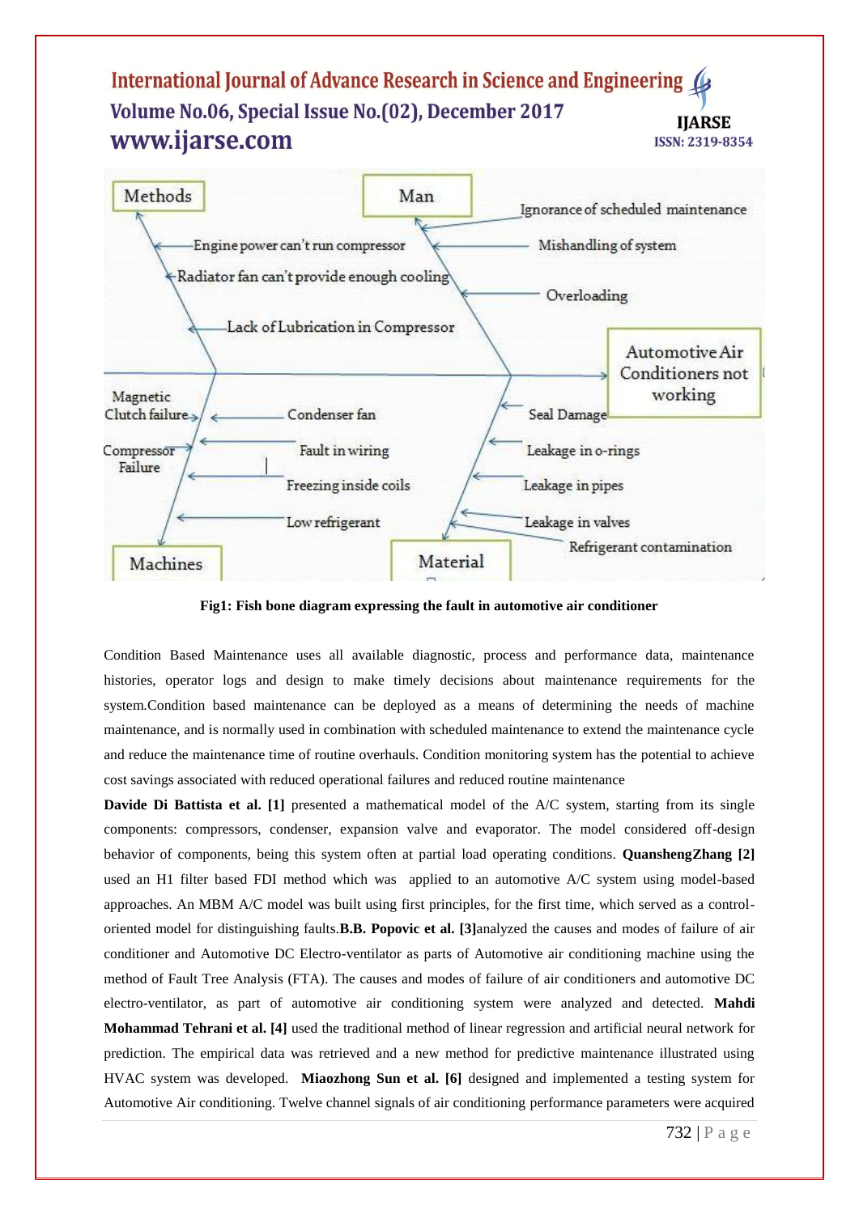Fig1: Fish bone diagram expressing the fault in automotive air conditioner

Condition Based Maintenance uses all available diagnostic, process and performance data, maintenance histories, operator logs and design to make timely decisions about maintenance requirements for the system.Condition based maintenance can be deployed as a means of determining the needs of machine maintenance, and is normally used in combination with scheduled maintenance to extend the maintenance cycle and reduce the maintenance time of routine overhauls. Condition monitoring system has the potential to achieve cost savings associated with reduced operational failures and reduced routine maintenance

**Davide Di Battista et al. [1]** presented a mathematical model of the A/C system, starting from its single components: compressors, condenser, expansion valve and evaporator. The model considered off-design behavior of components, being this system often at partial load operating conditions. **QuanshengZhang [2]** used an H1 filter based FDI method which was applied to an automotive A/C system using model-based approaches. An MBM A/C model was built using first principles, for the first time, which served as a control-oriented model for distinguishing faults.**B.B. Popovic et al. [3]**analyzed the causes and modes of failure of air conditioner and Automotive DC Electro-ventilator as parts of Automotive air conditioning machine using the method of Fault Tree Analysis (FTA). The causes and modes of failure of air conditioners and automotive DC electro-ventilator, as part of automotive air conditioning system were analyzed and detected. **Mahdi Mohammad Tehrani et al. [4]** used the traditional method of linear regression and artificial neural network for prediction. The empirical data was retrieved and a new method for predictive maintenance illustrated using HVAC system was developed. **Miaozhong Sun et al. [6]** designed and implemented a testing system for Automotive Air conditioning. Twelve channel signals of air conditioning performance parameters were acquired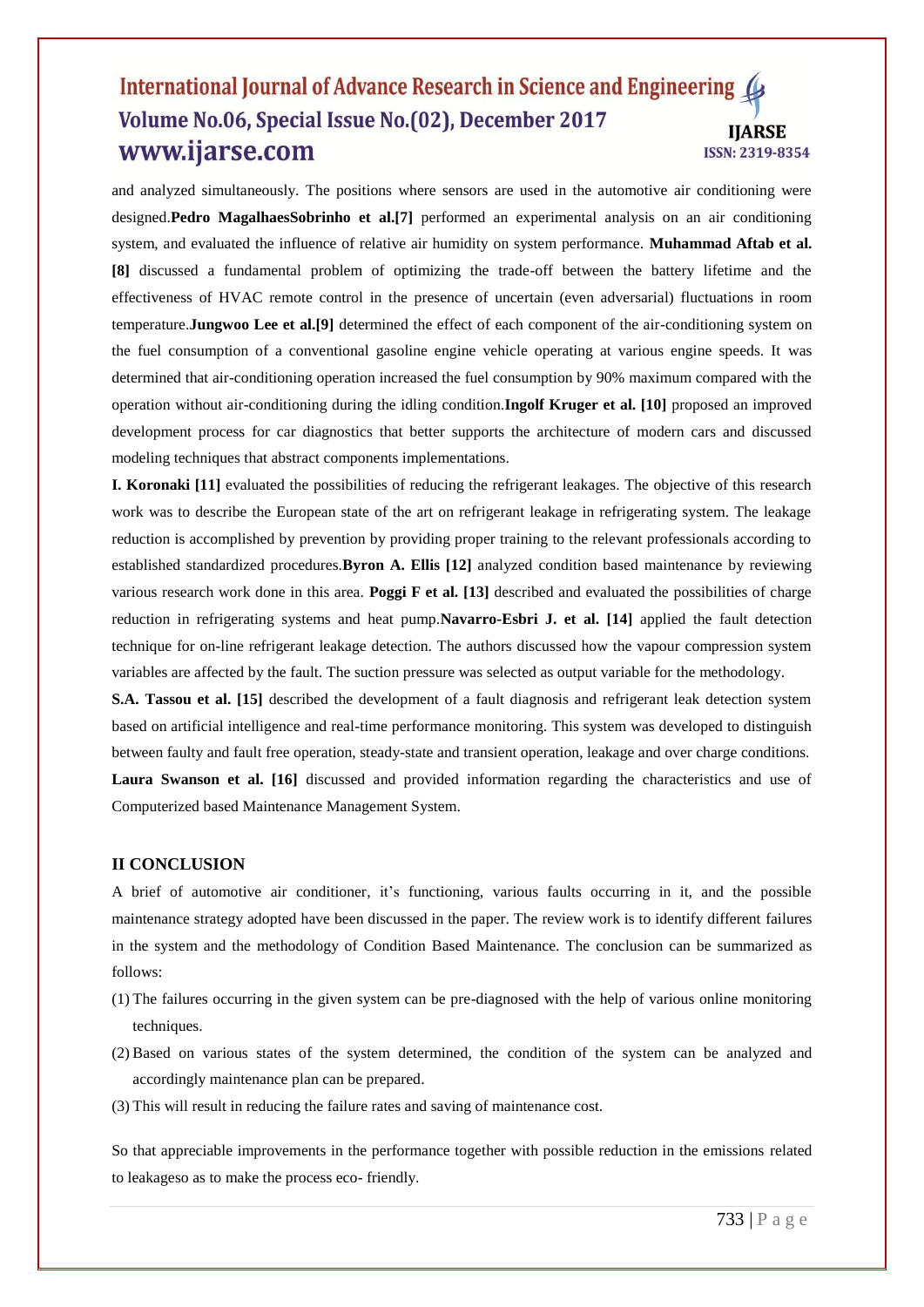and analyzed simultaneously. The positions where sensors are used in the automotive air conditioning were designed.**Pedro MagalhaesSobrinho et al.[7]** performed an experimental analysis on an air conditioning system, and evaluated the influence of relative air humidity on system performance. **Muhammad Aftab et al. [8]** discussed a fundamental problem of optimizing the trade-off between the battery lifetime and the effectiveness of HVAC remote control in the presence of uncertain (even adversarial) fluctuations in room temperature.**Jungwoo Lee et al.[9]** determined the effect of each component of the air-conditioning system on the fuel consumption of a conventional gasoline engine vehicle operating at various engine speeds. It was determined that air-conditioning operation increased the fuel consumption by 90% maximum compared with the operation without air-conditioning during the idling condition.**Ingolf Kruger et al. [10]** proposed an improved development process for car diagnostics that better supports the architecture of modern cars and discussed modeling techniques that abstract components implementations.

**I. Koronaki [11]** evaluated the possibilities of reducing the refrigerant leakages. The objective of this research work was to describe the European state of the art on refrigerant leakage in refrigerating system. The leakage reduction is accomplished by prevention by providing proper training to the relevant professionals according to established standardized procedures.**Byron A. Ellis [12]** analyzed condition based maintenance by reviewing various research work done in this area. **Poggi F et al. [13]** described and evaluated the possibilities of charge reduction in refrigerating systems and heat pump.**Navarro-Esbri J. et al. [14]** applied the fault detection technique for on-line refrigerant leakage detection. The authors discussed how the vapour compression system variables are affected by the fault. The suction pressure was selected as output variable for the methodology.

**S.A. Tassou et al. [15]** described the development of a fault diagnosis and refrigerant leak detection system based on artificial intelligence and real-time performance monitoring. This system was developed to distinguish between faulty and fault free operation, steady-state and transient operation, leakage and over charge conditions. **Laura Swanson et al. [16]** discussed and provided information regarding the characteristics and use of Computerized based Maintenance Management System.

## II CONCLUSION

A brief of automotive air conditioner, it's functioning, various faults occurring in it, and the possible maintenance strategy adopted have been discussed in the paper. The review work is to identify different failures in the system and the methodology of Condition Based Maintenance. The conclusion can be summarized as follows:

(1) The failures occurring in the given system can be pre-diagnosed with the help of various online monitoring techniques.

(2) Based on various states of the system determined, the condition of the system can be analyzed and accordingly maintenance plan can be prepared.

(3) This will result in reducing the failure rates and saving of maintenance cost.

So that appreciable improvements in the performance together with possible reduction in the emissions related to leakageso as to make the process eco- friendly.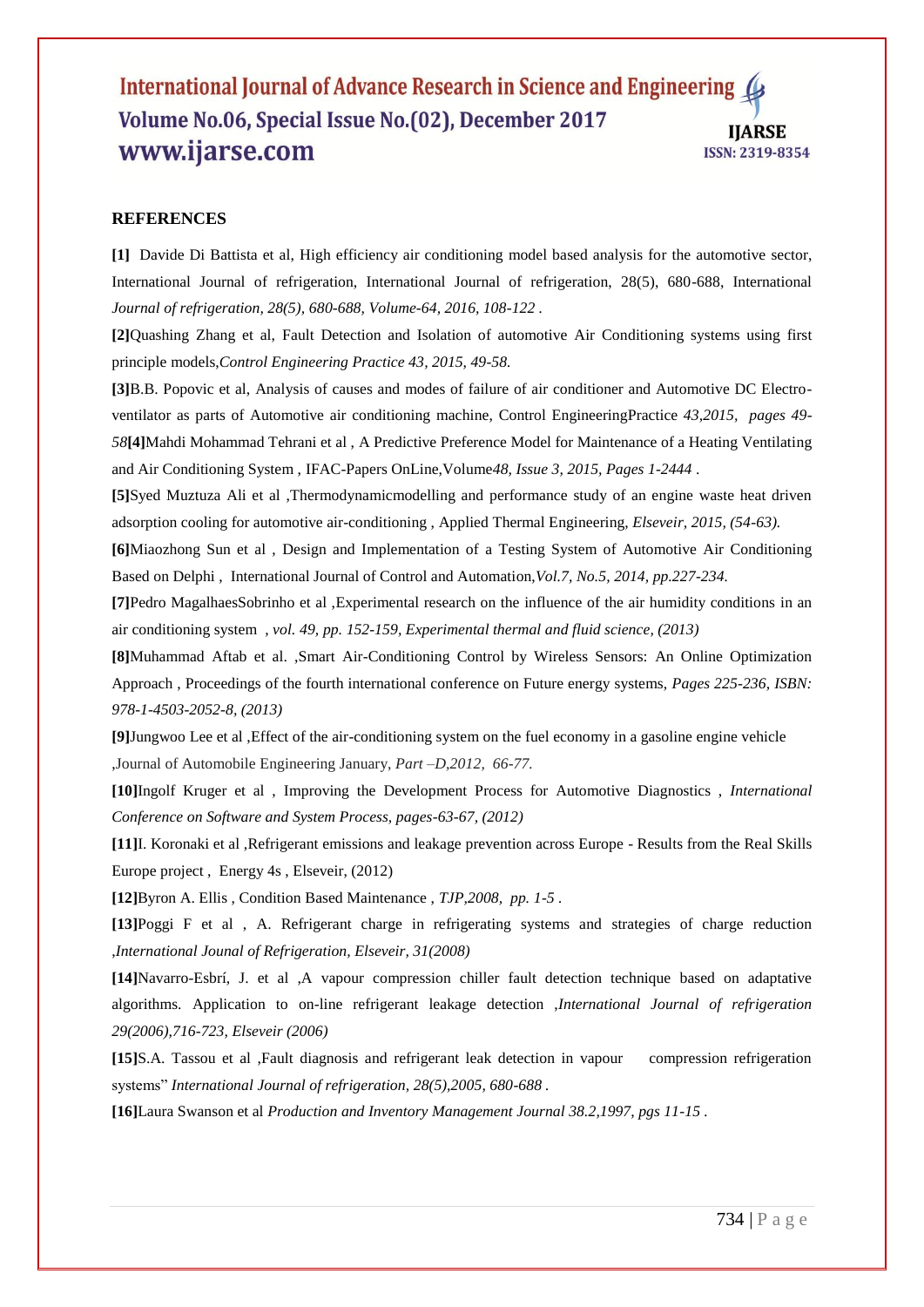## REFERENCES

**[1]** Davide Di Battista et al, High efficiency air conditioning model based analysis for the automotive sector, International Journal of refrigeration, International Journal of refrigeration, 28(5), 680-688, International *Journal of refrigeration, 28(5), 680-688, Volume-64, 2016, 108-122 .*

**[2]**Quashing Zhang et al, Fault Detection and Isolation of automotive Air Conditioning systems using first principle models,*Control Engineering Practice 43, 2015, 49-58.*

**[3]**B.B. Popovic et al, Analysis of causes and modes of failure of air conditioner and Automotive DC Electro-ventilator as parts of Automotive air conditioning machine, Control EngineeringPractice *43,2015, pages 49-58***[4]**Mahdi Mohammad Tehrani et al , A Predictive Preference Model for Maintenance of a Heating Ventilating and Air Conditioning System , IFAC-Papers OnLine,Volume*48, Issue 3, 2015, Pages 1-2444 .*

**[5]**Syed Muztuza Ali et al ,Thermodynamicmodelling and performance study of an engine waste heat driven adsorption cooling for automotive air-conditioning , Applied Thermal Engineering, *Elseveir, 2015, (54-63).*

**[6]**Miaozhong Sun et al , Design and Implementation of a Testing System of Automotive Air Conditioning Based on Delphi , International Journal of Control and Automation,*Vol.7, No.5, 2014, pp.227-234.*

**[7]**Pedro MagalhaesSobrinho et al ,Experimental research on the influence of the air humidity conditions in an air conditioning system , *vol. 49, pp. 152-159, Experimental thermal and fluid science, (2013)*

**[8]**Muhammad Aftab et al. ,Smart Air-Conditioning Control by Wireless Sensors: An Online Optimization Approach , Proceedings of the fourth international conference on Future energy systems, *Pages 225-236, ISBN: 978-1-4503-2052-8, (2013)*

**[9]**Jungwoo Lee et al ,Effect of the air-conditioning system on the fuel economy in a gasoline engine vehicle ,Journal of Automobile Engineering January, *Part –D,2012, 66-77.*

**[10]**Ingolf Kruger et al , Improving the Development Process for Automotive Diagnostics , *International Conference on Software and System Process, pages-63-67, (2012)*

**[11]**I. Koronaki et al ,Refrigerant emissions and leakage prevention across Europe - Results from the Real Skills Europe project , Energy 4s , Elseveir, (2012)

**[12]**Byron A. Ellis , Condition Based Maintenance , *TJP,2008, pp. 1-5 .*

**[13]**Poggi F et al , A. Refrigerant charge in refrigerating systems and strategies of charge reduction ,*International Jounal of Refrigeration, Elseveir, 31(2008)*

**[14]**Navarro-Esbrí, J. et al ,A vapour compression chiller fault detection technique based on adaptative algorithms. Application to on-line refrigerant leakage detection ,*International Journal of refrigeration 29(2006),716-723, Elseveir (2006)*

**[15]**S.A. Tassou et al ,Fault diagnosis and refrigerant leak detection in vapour compression refrigeration systems" *International Journal of refrigeration, 28(5),2005, 680-688 .*

**[16]**Laura Swanson et al *Production and Inventory Management Journal 38.2,1997, pgs 11-15 .*